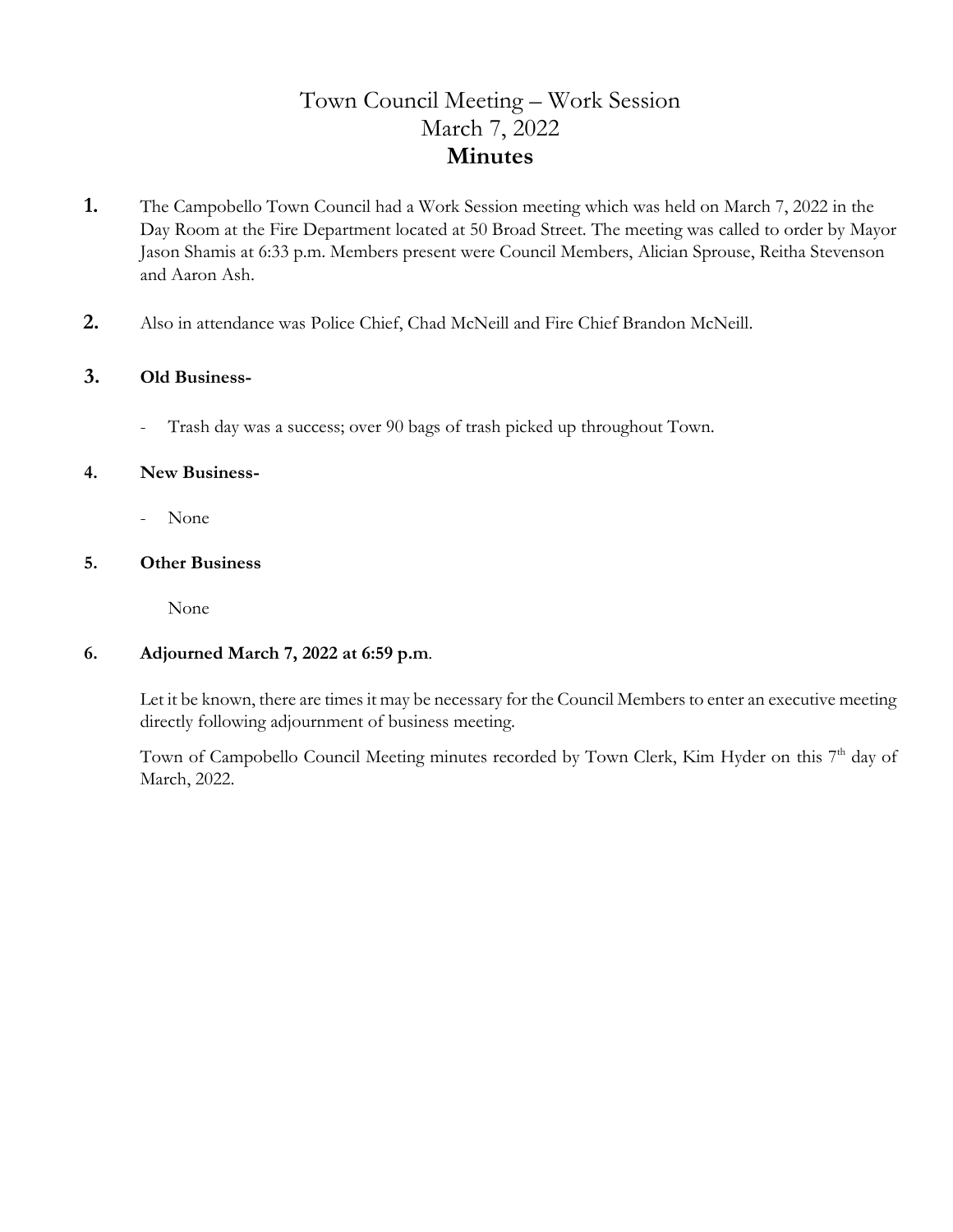# Town Council Meeting – Work Session
# March 7, 2022
# **Minutes**

**1.** The Campobello Town Council had a Work Session meeting which was held on March 7, 2022 in the Day Room at the Fire Department located at 50 Broad Street. The meeting was called to order by Mayor Jason Shamis at 6:33 p.m. Members present were Council Members, Alician Sprouse, Reitha Stevenson and Aaron Ash.

**2.** Also in attendance was Police Chief, Chad McNeill and Fire Chief Brandon McNeill.

**3. Old Business-**

- Trash day was a success; over 90 bags of trash picked up throughout Town.

**4. New Business-**

- None

**5. Other Business**

None

**6. Adjourned March 7, 2022 at 6:59 p.m**.

Let it be known, there are times it may be necessary for the Council Members to enter an executive meeting directly following adjournment of business meeting.

Town of Campobello Council Meeting minutes recorded by Town Clerk, Kim Hyder on this 7th day of March, 2022.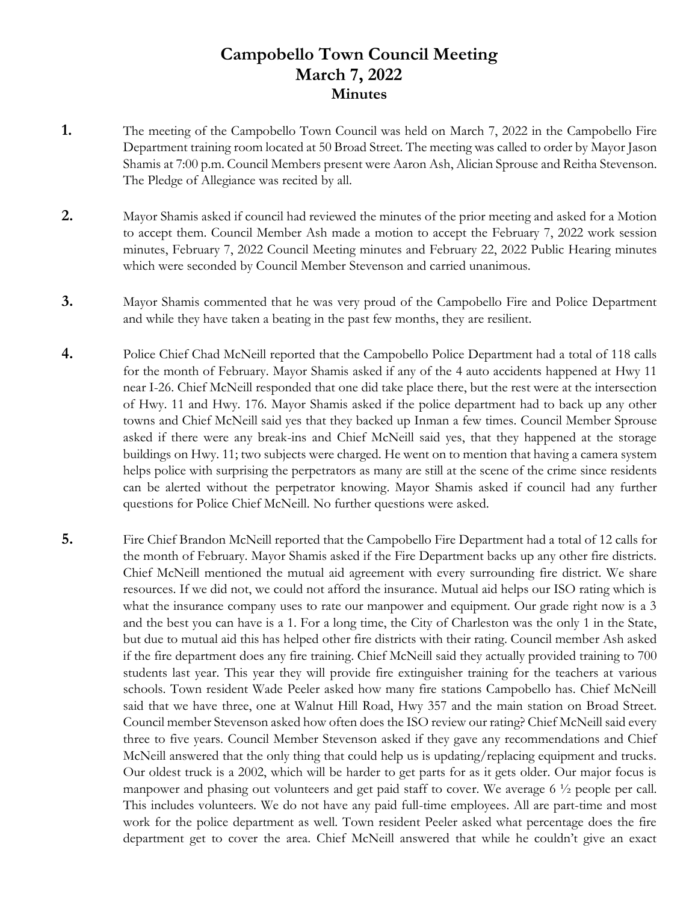# Campobello Town Council Meeting
## March 7, 2022
### Minutes

**1.** The meeting of the Campobello Town Council was held on March 7, 2022 in the Campobello Fire Department training room located at 50 Broad Street. The meeting was called to order by Mayor Jason Shamis at 7:00 p.m. Council Members present were Aaron Ash, Alician Sprouse and Reitha Stevenson. The Pledge of Allegiance was recited by all.

**2.** Mayor Shamis asked if council had reviewed the minutes of the prior meeting and asked for a Motion to accept them. Council Member Ash made a motion to accept the February 7, 2022 work session minutes, February 7, 2022 Council Meeting minutes and February 22, 2022 Public Hearing minutes which were seconded by Council Member Stevenson and carried unanimous.

**3.** Mayor Shamis commented that he was very proud of the Campobello Fire and Police Department and while they have taken a beating in the past few months, they are resilient.

**4.** Police Chief Chad McNeill reported that the Campobello Police Department had a total of 118 calls for the month of February. Mayor Shamis asked if any of the 4 auto accidents happened at Hwy 11 near I-26. Chief McNeill responded that one did take place there, but the rest were at the intersection of Hwy. 11 and Hwy. 176. Mayor Shamis asked if the police department had to back up any other towns and Chief McNeill said yes that they backed up Inman a few times. Council Member Sprouse asked if there were any break-ins and Chief McNeill said yes, that they happened at the storage buildings on Hwy. 11; two subjects were charged. He went on to mention that having a camera system helps police with surprising the perpetrators as many are still at the scene of the crime since residents can be alerted without the perpetrator knowing. Mayor Shamis asked if council had any further questions for Police Chief McNeill. No further questions were asked.

**5.** Fire Chief Brandon McNeill reported that the Campobello Fire Department had a total of 12 calls for the month of February. Mayor Shamis asked if the Fire Department backs up any other fire districts. Chief McNeill mentioned the mutual aid agreement with every surrounding fire district. We share resources. If we did not, we could not afford the insurance. Mutual aid helps our ISO rating which is what the insurance company uses to rate our manpower and equipment. Our grade right now is a 3 and the best you can have is a 1. For a long time, the City of Charleston was the only 1 in the State, but due to mutual aid this has helped other fire districts with their rating. Council member Ash asked if the fire department does any fire training. Chief McNeill said they actually provided training to 700 students last year. This year they will provide fire extinguisher training for the teachers at various schools. Town resident Wade Peeler asked how many fire stations Campobello has. Chief McNeill said that we have three, one at Walnut Hill Road, Hwy 357 and the main station on Broad Street. Council member Stevenson asked how often does the ISO review our rating? Chief McNeill said every three to five years. Council Member Stevenson asked if they gave any recommendations and Chief McNeill answered that the only thing that could help us is updating/replacing equipment and trucks. Our oldest truck is a 2002, which will be harder to get parts for as it gets older. Our major focus is manpower and phasing out volunteers and get paid staff to cover. We average 6 ½ people per call. This includes volunteers. We do not have any paid full-time employees. All are part-time and most work for the police department as well. Town resident Peeler asked what percentage does the fire department get to cover the area. Chief McNeill answered that while he couldn't give an exact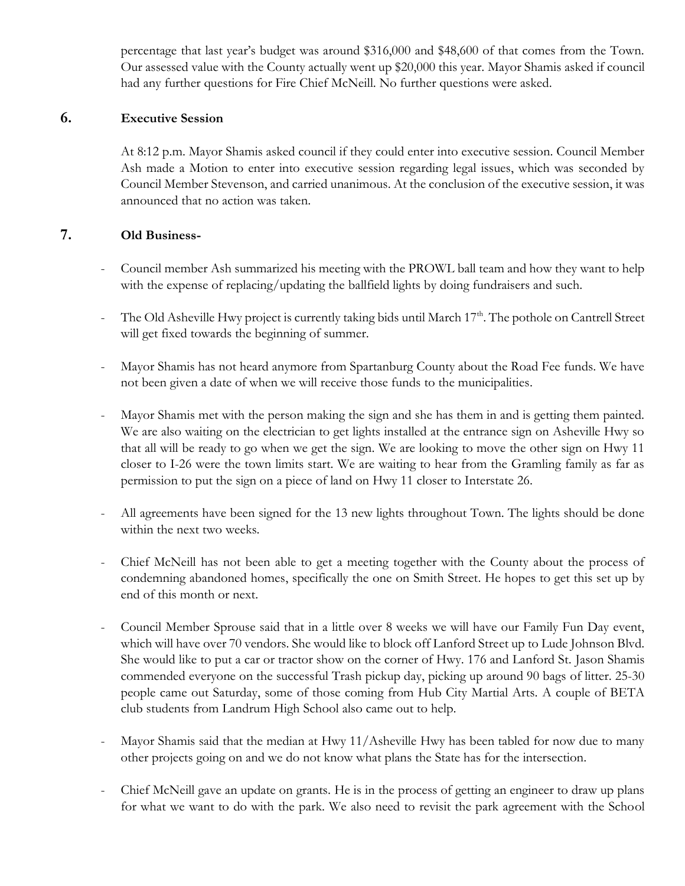percentage that last year's budget was around $316,000 and $48,600 of that comes from the Town. Our assessed value with the County actually went up $20,000 this year. Mayor Shamis asked if council had any further questions for Fire Chief McNeill. No further questions were asked.

## 6. Executive Session

At 8:12 p.m. Mayor Shamis asked council if they could enter into executive session. Council Member Ash made a Motion to enter into executive session regarding legal issues, which was seconded by Council Member Stevenson, and carried unanimous. At the conclusion of the executive session, it was announced that no action was taken.

## 7. Old Business-

- Council member Ash summarized his meeting with the PROWL ball team and how they want to help with the expense of replacing/updating the ballfield lights by doing fundraisers and such.
- The Old Asheville Hwy project is currently taking bids until March 17th. The pothole on Cantrell Street will get fixed towards the beginning of summer.
- Mayor Shamis has not heard anymore from Spartanburg County about the Road Fee funds. We have not been given a date of when we will receive those funds to the municipalities.
- Mayor Shamis met with the person making the sign and she has them in and is getting them painted. We are also waiting on the electrician to get lights installed at the entrance sign on Asheville Hwy so that all will be ready to go when we get the sign. We are looking to move the other sign on Hwy 11 closer to I-26 were the town limits start. We are waiting to hear from the Gramling family as far as permission to put the sign on a piece of land on Hwy 11 closer to Interstate 26.
- All agreements have been signed for the 13 new lights throughout Town. The lights should be done within the next two weeks.
- Chief McNeill has not been able to get a meeting together with the County about the process of condemning abandoned homes, specifically the one on Smith Street. He hopes to get this set up by end of this month or next.
- Council Member Sprouse said that in a little over 8 weeks we will have our Family Fun Day event, which will have over 70 vendors. She would like to block off Lanford Street up to Lude Johnson Blvd. She would like to put a car or tractor show on the corner of Hwy. 176 and Lanford St. Jason Shamis commended everyone on the successful Trash pickup day, picking up around 90 bags of litter. 25-30 people came out Saturday, some of those coming from Hub City Martial Arts. A couple of BETA club students from Landrum High School also came out to help.
- Mayor Shamis said that the median at Hwy 11/Asheville Hwy has been tabled for now due to many other projects going on and we do not know what plans the State has for the intersection.
- Chief McNeill gave an update on grants. He is in the process of getting an engineer to draw up plans for what we want to do with the park. We also need to revisit the park agreement with the School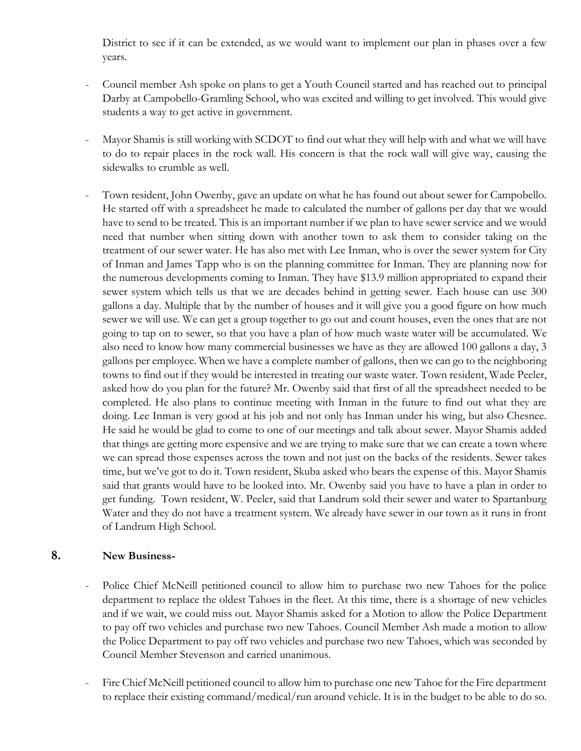District to see if it can be extended, as we would want to implement our plan in phases over a few years.

- Council member Ash spoke on plans to get a Youth Council started and has reached out to principal Darby at Campobello-Gramling School, who was excited and willing to get involved. This would give students a way to get active in government.

- Mayor Shamis is still working with SCDOT to find out what they will help with and what we will have to do to repair places in the rock wall. His concern is that the rock wall will give way, causing the sidewalks to crumble as well.

- Town resident, John Owenby, gave an update on what he has found out about sewer for Campobello. He started off with a spreadsheet he made to calculated the number of gallons per day that we would have to send to be treated. This is an important number if we plan to have sewer service and we would need that number when sitting down with another town to ask them to consider taking on the treatment of our sewer water. He has also met with Lee Inman, who is over the sewer system for City of Inman and James Tapp who is on the planning committee for Inman. They are planning now for the numerous developments coming to Inman. They have $13.9 million appropriated to expand their sewer system which tells us that we are decades behind in getting sewer. Each house can use 300 gallons a day. Multiple that by the number of houses and it will give you a good figure on how much sewer we will use. We can get a group together to go out and count houses, even the ones that are not going to tap on to sewer, so that you have a plan of how much waste water will be accumulated. We also need to know how many commercial businesses we have as they are allowed 100 gallons a day, 3 gallons per employee. When we have a complete number of gallons, then we can go to the neighboring towns to find out if they would be interested in treating our waste water. Town resident, Wade Peeler, asked how do you plan for the future? Mr. Owenby said that first of all the spreadsheet needed to be completed. He also plans to continue meeting with Inman in the future to find out what they are doing. Lee Inman is very good at his job and not only has Inman under his wing, but also Chesnee. He said he would be glad to come to one of our meetings and talk about sewer. Mayor Shamis added that things are getting more expensive and we are trying to make sure that we can create a town where we can spread those expenses across the town and not just on the backs of the residents. Sewer takes time, but we've got to do it. Town resident, Skuba asked who bears the expense of this. Mayor Shamis said that grants would have to be looked into. Mr. Owenby said you have to have a plan in order to get funding. Town resident, W. Peeler, said that Landrum sold their sewer and water to Spartanburg Water and they do not have a treatment system. We already have sewer in our town as it runs in front of Landrum High School.

## 8. New Business-

- Police Chief McNeill petitioned council to allow him to purchase two new Tahoes for the police department to replace the oldest Tahoes in the fleet. At this time, there is a shortage of new vehicles and if we wait, we could miss out. Mayor Shamis asked for a Motion to allow the Police Department to pay off two vehicles and purchase two new Tahoes. Council Member Ash made a motion to allow the Police Department to pay off two vehicles and purchase two new Tahoes, which was seconded by Council Member Stevenson and carried unanimous.

- Fire Chief McNeill petitioned council to allow him to purchase one new Tahoe for the Fire department to replace their existing command/medical/run around vehicle. It is in the budget to be able to do so.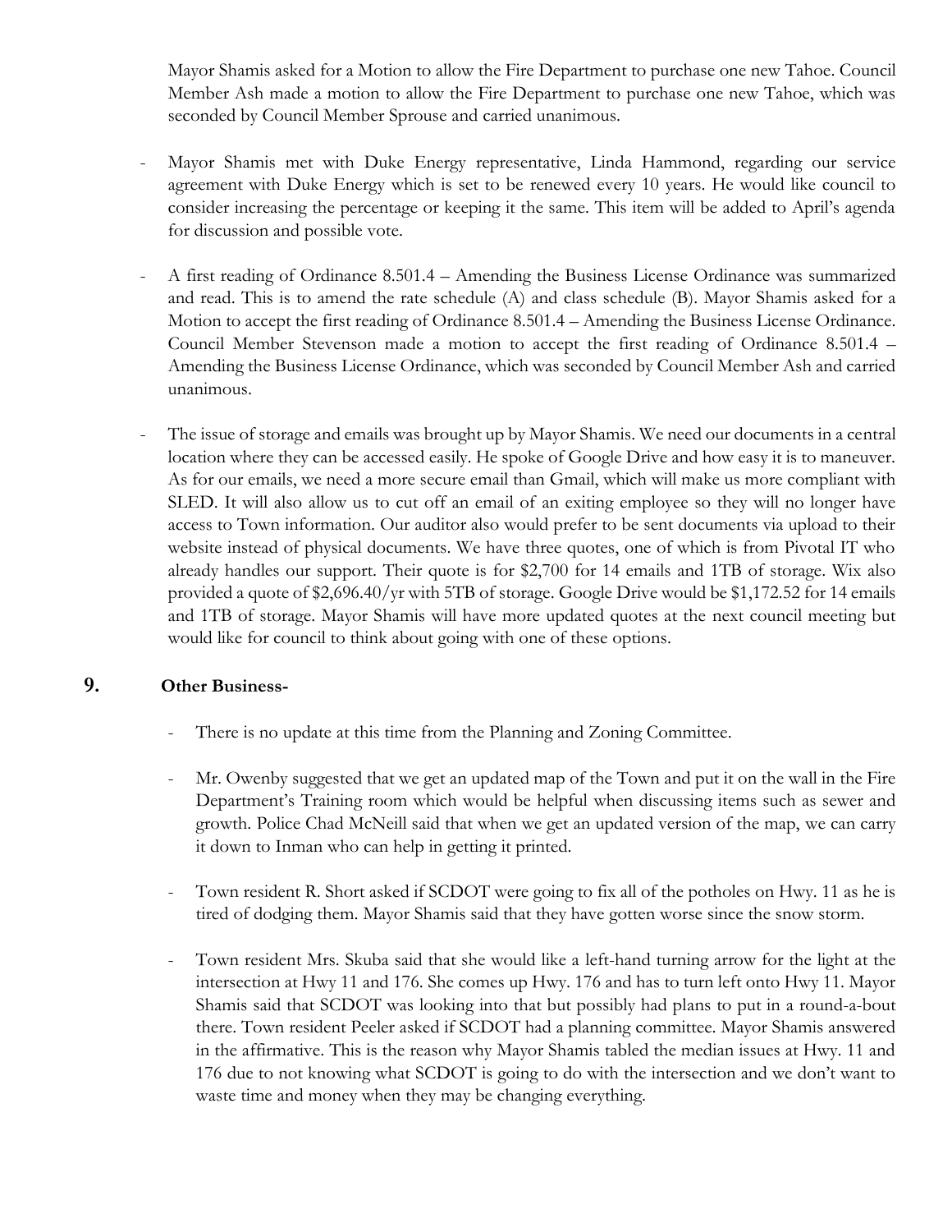Mayor Shamis asked for a Motion to allow the Fire Department to purchase one new Tahoe. Council Member Ash made a motion to allow the Fire Department to purchase one new Tahoe, which was seconded by Council Member Sprouse and carried unanimous.

- Mayor Shamis met with Duke Energy representative, Linda Hammond, regarding our service agreement with Duke Energy which is set to be renewed every 10 years. He would like council to consider increasing the percentage or keeping it the same. This item will be added to April's agenda for discussion and possible vote.

- A first reading of Ordinance 8.501.4 – Amending the Business License Ordinance was summarized and read. This is to amend the rate schedule (A) and class schedule (B). Mayor Shamis asked for a Motion to accept the first reading of Ordinance 8.501.4 – Amending the Business License Ordinance. Council Member Stevenson made a motion to accept the first reading of Ordinance 8.501.4 – Amending the Business License Ordinance, which was seconded by Council Member Ash and carried unanimous.

- The issue of storage and emails was brought up by Mayor Shamis. We need our documents in a central location where they can be accessed easily. He spoke of Google Drive and how easy it is to maneuver. As for our emails, we need a more secure email than Gmail, which will make us more compliant with SLED. It will also allow us to cut off an email of an exiting employee so they will no longer have access to Town information. Our auditor also would prefer to be sent documents via upload to their website instead of physical documents. We have three quotes, one of which is from Pivotal IT who already handles our support. Their quote is for $2,700 for 14 emails and 1TB of storage. Wix also provided a quote of $2,696.40/yr with 5TB of storage. Google Drive would be $1,172.52 for 14 emails and 1TB of storage. Mayor Shamis will have more updated quotes at the next council meeting but would like for council to think about going with one of these options.

## 9. Other Business-

- There is no update at this time from the Planning and Zoning Committee.

- Mr. Owenby suggested that we get an updated map of the Town and put it on the wall in the Fire Department's Training room which would be helpful when discussing items such as sewer and growth. Police Chad McNeill said that when we get an updated version of the map, we can carry it down to Inman who can help in getting it printed.

- Town resident R. Short asked if SCDOT were going to fix all of the potholes on Hwy. 11 as he is tired of dodging them. Mayor Shamis said that they have gotten worse since the snow storm.

- Town resident Mrs. Skuba said that she would like a left-hand turning arrow for the light at the intersection at Hwy 11 and 176. She comes up Hwy. 176 and has to turn left onto Hwy 11. Mayor Shamis said that SCDOT was looking into that but possibly had plans to put in a round-a-bout there. Town resident Peeler asked if SCDOT had a planning committee. Mayor Shamis answered in the affirmative. This is the reason why Mayor Shamis tabled the median issues at Hwy. 11 and 176 due to not knowing what SCDOT is going to do with the intersection and we don't want to waste time and money when they may be changing everything.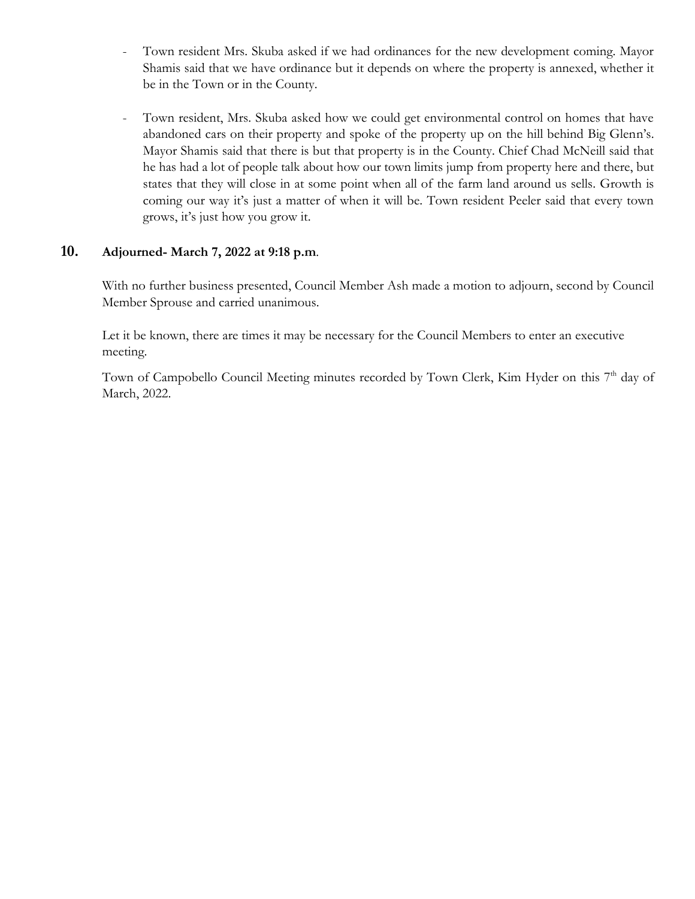- Town resident Mrs. Skuba asked if we had ordinances for the new development coming. Mayor Shamis said that we have ordinance but it depends on where the property is annexed, whether it be in the Town or in the County.

- Town resident, Mrs. Skuba asked how we could get environmental control on homes that have abandoned cars on their property and spoke of the property up on the hill behind Big Glenn's. Mayor Shamis said that there is but that property is in the County. Chief Chad McNeill said that he has had a lot of people talk about how our town limits jump from property here and there, but states that they will close in at some point when all of the farm land around us sells. Growth is coming our way it's just a matter of when it will be. Town resident Peeler said that every town grows, it's just how you grow it.

## 10. Adjourned- March 7, 2022 at 9:18 p.m.

With no further business presented, Council Member Ash made a motion to adjourn, second by Council Member Sprouse and carried unanimous.

Let it be known, there are times it may be necessary for the Council Members to enter an executive meeting.

Town of Campobello Council Meeting minutes recorded by Town Clerk, Kim Hyder on this 7th day of March, 2022.